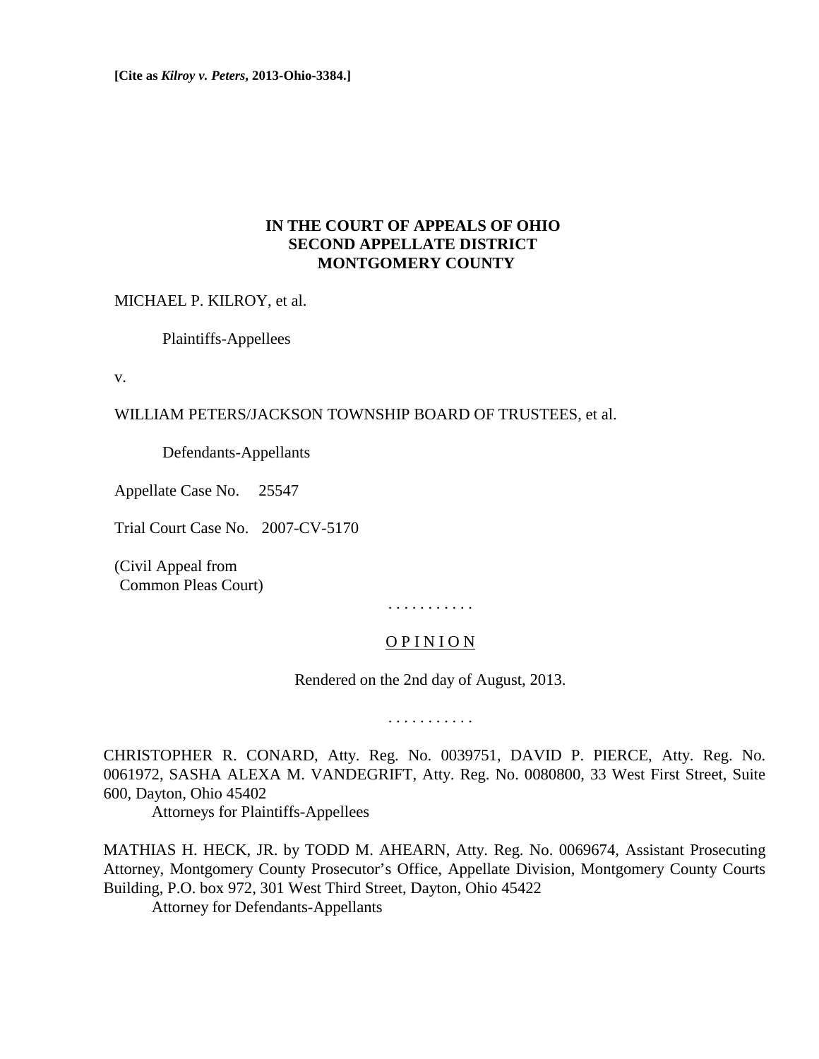**[Cite as *Kilroy v. Peters*, 2013-Ohio-3384.]**

**IN THE COURT OF APPEALS OF OHIO**
**SECOND APPELLATE DISTRICT**
**MONTGOMERY COUNTY**

MICHAEL P. KILROY, et al.

Plaintiffs-Appellees

v.

WILLIAM PETERS/JACKSON TOWNSHIP BOARD OF TRUSTEES, et al.

Defendants-Appellants

Appellate Case No. 25547

Trial Court Case No. 2007-CV-5170

(Civil Appeal from
Common Pleas Court)

. . . . . . . . . . .

O P I N I O N

Rendered on the 2nd day of August, 2013.

. . . . . . . . . . .

CHRISTOPHER R. CONARD, Atty. Reg. No. 0039751, DAVID P. PIERCE, Atty. Reg. No. 0061972, SASHA ALEXA M. VANDEGRIFT, Atty. Reg. No. 0080800, 33 West First Street, Suite 600, Dayton, Ohio 45402

Attorneys for Plaintiffs-Appellees

MATHIAS H. HECK, JR. by TODD M. AHEARN, Atty. Reg. No. 0069674, Assistant Prosecuting Attorney, Montgomery County Prosecutor's Office, Appellate Division, Montgomery County Courts Building, P.O. box 972, 301 West Third Street, Dayton, Ohio 45422

Attorney for Defendants-Appellants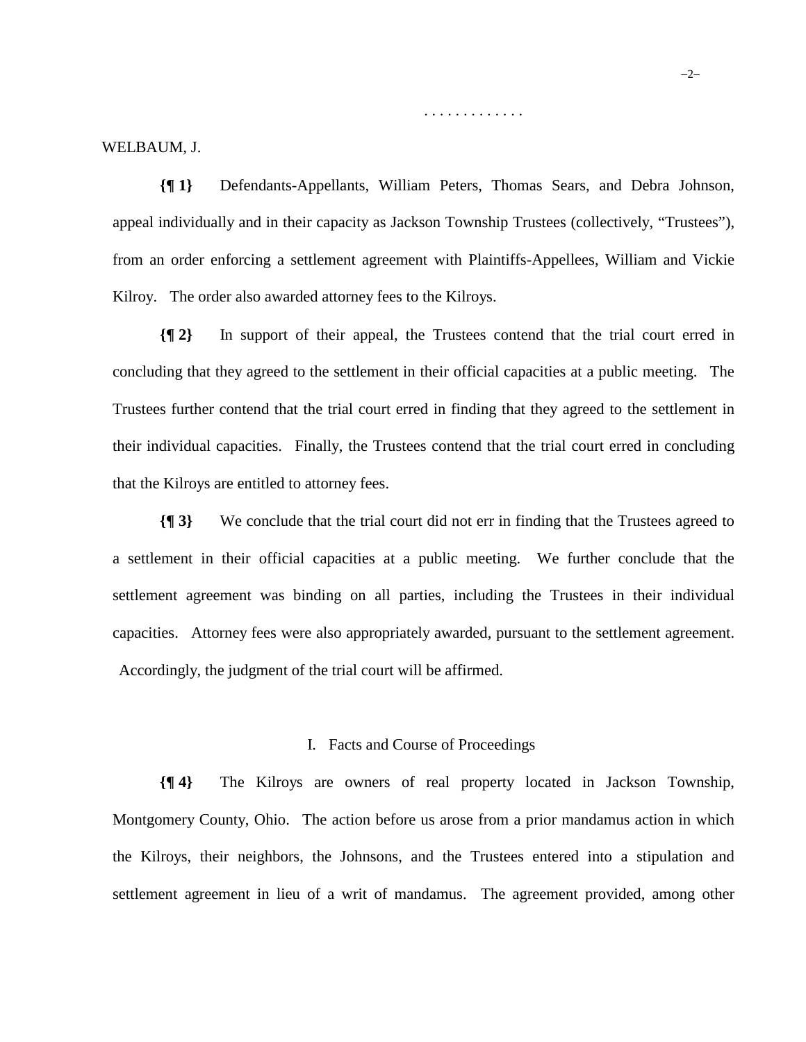. . . . . . . . . . . . .

WELBAUM, J.

**{¶ 1}** Defendants-Appellants, William Peters, Thomas Sears, and Debra Johnson, appeal individually and in their capacity as Jackson Township Trustees (collectively, "Trustees"), from an order enforcing a settlement agreement with Plaintiffs-Appellees, William and Vickie Kilroy. The order also awarded attorney fees to the Kilroys.

**{¶ 2}** In support of their appeal, the Trustees contend that the trial court erred in concluding that they agreed to the settlement in their official capacities at a public meeting. The Trustees further contend that the trial court erred in finding that they agreed to the settlement in their individual capacities. Finally, the Trustees contend that the trial court erred in concluding that the Kilroys are entitled to attorney fees.

**{¶ 3}** We conclude that the trial court did not err in finding that the Trustees agreed to a settlement in their official capacities at a public meeting. We further conclude that the settlement agreement was binding on all parties, including the Trustees in their individual capacities. Attorney fees were also appropriately awarded, pursuant to the settlement agreement. Accordingly, the judgment of the trial court will be affirmed.

## I. Facts and Course of Proceedings

**{¶ 4}** The Kilroys are owners of real property located in Jackson Township, Montgomery County, Ohio. The action before us arose from a prior mandamus action in which the Kilroys, their neighbors, the Johnsons, and the Trustees entered into a stipulation and settlement agreement in lieu of a writ of mandamus. The agreement provided, among other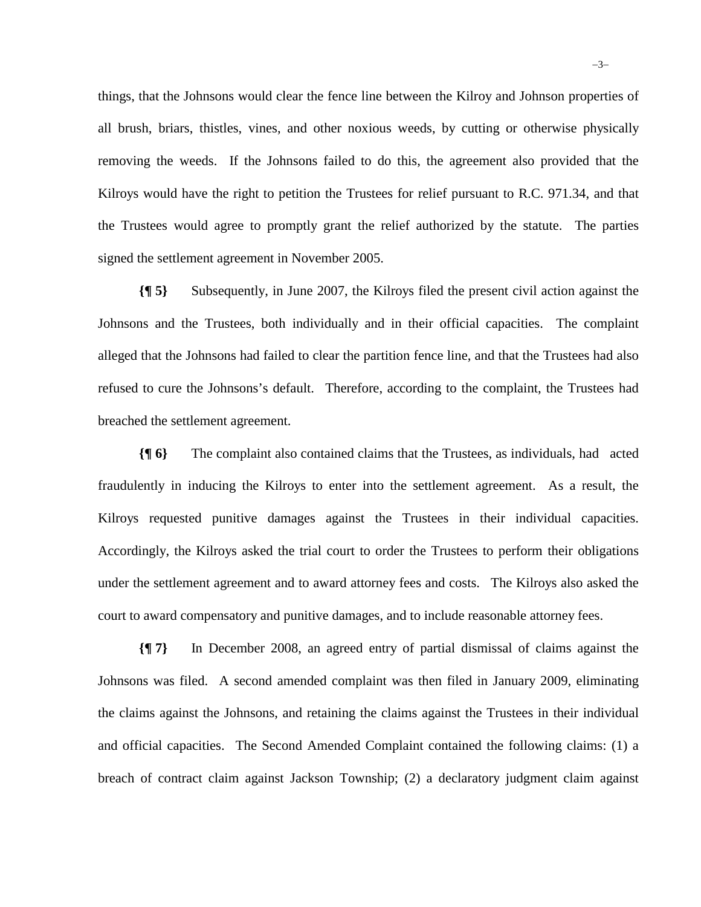things, that the Johnsons would clear the fence line between the Kilroy and Johnson properties of all brush, briars, thistles, vines, and other noxious weeds, by cutting or otherwise physically removing the weeds. If the Johnsons failed to do this, the agreement also provided that the Kilroys would have the right to petition the Trustees for relief pursuant to R.C. 971.34, and that the Trustees would agree to promptly grant the relief authorized by the statute. The parties signed the settlement agreement in November 2005.

**{¶ 5}** Subsequently, in June 2007, the Kilroys filed the present civil action against the Johnsons and the Trustees, both individually and in their official capacities. The complaint alleged that the Johnsons had failed to clear the partition fence line, and that the Trustees had also refused to cure the Johnsons's default. Therefore, according to the complaint, the Trustees had breached the settlement agreement.

**{¶ 6}** The complaint also contained claims that the Trustees, as individuals, had acted fraudulently in inducing the Kilroys to enter into the settlement agreement. As a result, the Kilroys requested punitive damages against the Trustees in their individual capacities. Accordingly, the Kilroys asked the trial court to order the Trustees to perform their obligations under the settlement agreement and to award attorney fees and costs. The Kilroys also asked the court to award compensatory and punitive damages, and to include reasonable attorney fees.

**{¶ 7}** In December 2008, an agreed entry of partial dismissal of claims against the Johnsons was filed. A second amended complaint was then filed in January 2009, eliminating the claims against the Johnsons, and retaining the claims against the Trustees in their individual and official capacities. The Second Amended Complaint contained the following claims: (1) a breach of contract claim against Jackson Township; (2) a declaratory judgment claim against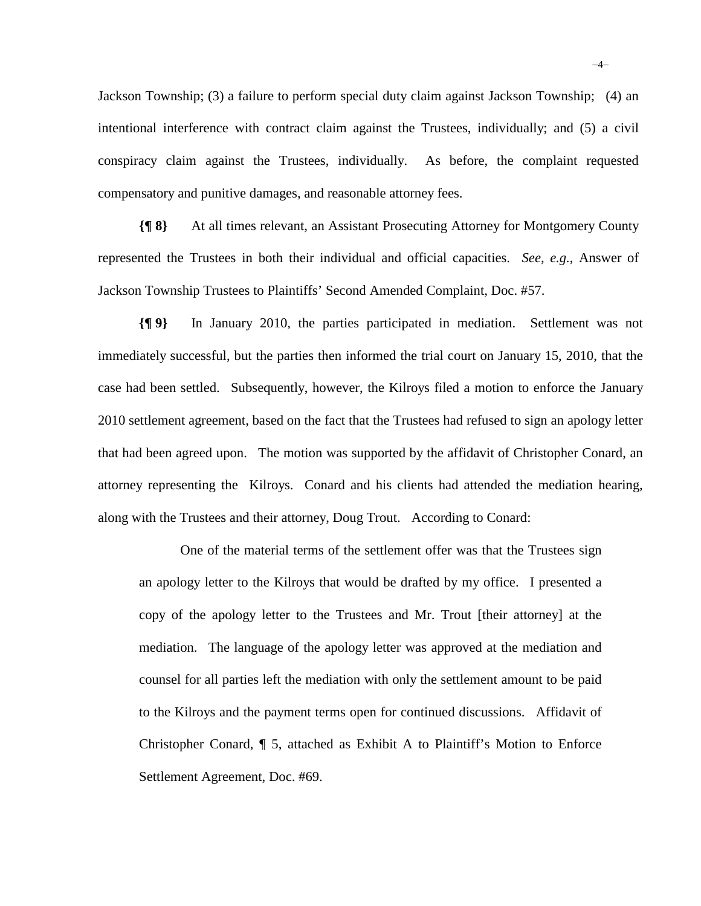Jackson Township; (3) a failure to perform special duty claim against Jackson Township; (4) an intentional interference with contract claim against the Trustees, individually; and (5) a civil conspiracy claim against the Trustees, individually. As before, the complaint requested compensatory and punitive damages, and reasonable attorney fees.

**{¶ 8}** At all times relevant, an Assistant Prosecuting Attorney for Montgomery County represented the Trustees in both their individual and official capacities. *See, e.g.*, Answer of Jackson Township Trustees to Plaintiffs' Second Amended Complaint, Doc. #57.

**{¶ 9}** In January 2010, the parties participated in mediation. Settlement was not immediately successful, but the parties then informed the trial court on January 15, 2010, that the case had been settled. Subsequently, however, the Kilroys filed a motion to enforce the January 2010 settlement agreement, based on the fact that the Trustees had refused to sign an apology letter that had been agreed upon. The motion was supported by the affidavit of Christopher Conard, an attorney representing the Kilroys. Conard and his clients had attended the mediation hearing, along with the Trustees and their attorney, Doug Trout. According to Conard:

> One of the material terms of the settlement offer was that the Trustees sign an apology letter to the Kilroys that would be drafted by my office. I presented a copy of the apology letter to the Trustees and Mr. Trout [their attorney] at the mediation. The language of the apology letter was approved at the mediation and counsel for all parties left the mediation with only the settlement amount to be paid to the Kilroys and the payment terms open for continued discussions. Affidavit of Christopher Conard, ¶ 5, attached as Exhibit A to Plaintiff's Motion to Enforce Settlement Agreement, Doc. #69.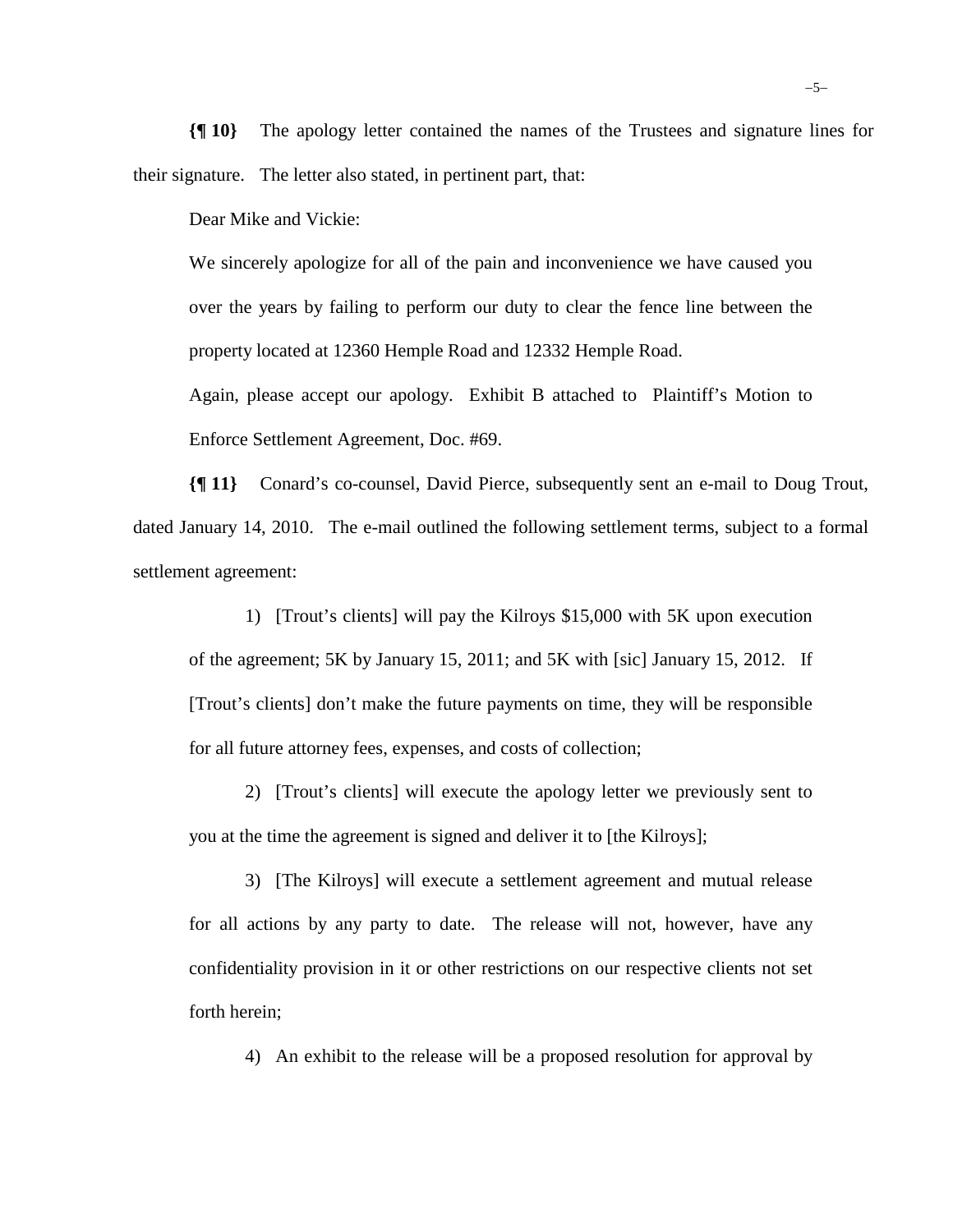**{¶ 10}** The apology letter contained the names of the Trustees and signature lines for their signature. The letter also stated, in pertinent part, that:

> Dear Mike and Vickie:
>
> We sincerely apologize for all of the pain and inconvenience we have caused you over the years by failing to perform our duty to clear the fence line between the property located at 12360 Hemple Road and 12332 Hemple Road.
>
> Again, please accept our apology. Exhibit B attached to Plaintiff's Motion to Enforce Settlement Agreement, Doc. #69.

**{¶ 11}** Conard's co-counsel, David Pierce, subsequently sent an e-mail to Doug Trout, dated January 14, 2010. The e-mail outlined the following settlement terms, subject to a formal settlement agreement:

> 1) [Trout's clients] will pay the Kilroys $15,000 with 5K upon execution of the agreement; 5K by January 15, 2011; and 5K with [sic] January 15, 2012. If [Trout's clients] don't make the future payments on time, they will be responsible for all future attorney fees, expenses, and costs of collection;
>
> 2) [Trout's clients] will execute the apology letter we previously sent to you at the time the agreement is signed and deliver it to [the Kilroys];
>
> 3) [The Kilroys] will execute a settlement agreement and mutual release for all actions by any party to date. The release will not, however, have any confidentiality provision in it or other restrictions on our respective clients not set forth herein;
>
> 4) An exhibit to the release will be a proposed resolution for approval by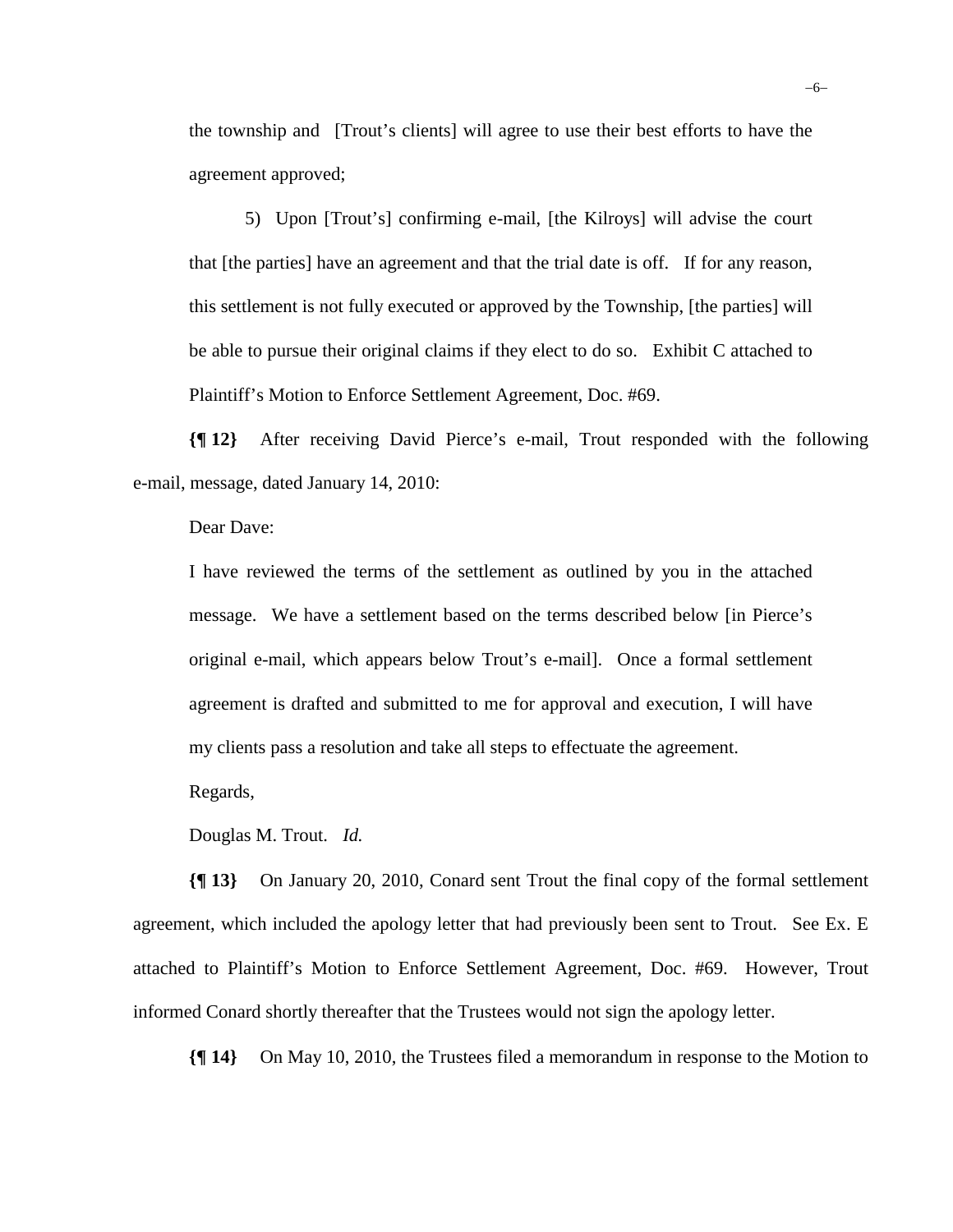the township and [Trout's clients] will agree to use their best efforts to have the agreement approved;

> 5) Upon [Trout's] confirming e-mail, [the Kilroys] will advise the court that [the parties] have an agreement and that the trial date is off. If for any reason, this settlement is not fully executed or approved by the Township, [the parties] will be able to pursue their original claims if they elect to do so. Exhibit C attached to Plaintiff's Motion to Enforce Settlement Agreement, Doc. #69.

**{¶ 12}** After receiving David Pierce's e-mail, Trout responded with the following e-mail, message, dated January 14, 2010:

> Dear Dave:
>
> I have reviewed the terms of the settlement as outlined by you in the attached message. We have a settlement based on the terms described below [in Pierce's original e-mail, which appears below Trout's e-mail]. Once a formal settlement agreement is drafted and submitted to me for approval and execution, I will have my clients pass a resolution and take all steps to effectuate the agreement.
>
> Regards,
>
> Douglas M. Trout. *Id.*

**{¶ 13}** On January 20, 2010, Conard sent Trout the final copy of the formal settlement agreement, which included the apology letter that had previously been sent to Trout. See Ex. E attached to Plaintiff's Motion to Enforce Settlement Agreement, Doc. #69. However, Trout informed Conard shortly thereafter that the Trustees would not sign the apology letter.

**{¶ 14}** On May 10, 2010, the Trustees filed a memorandum in response to the Motion to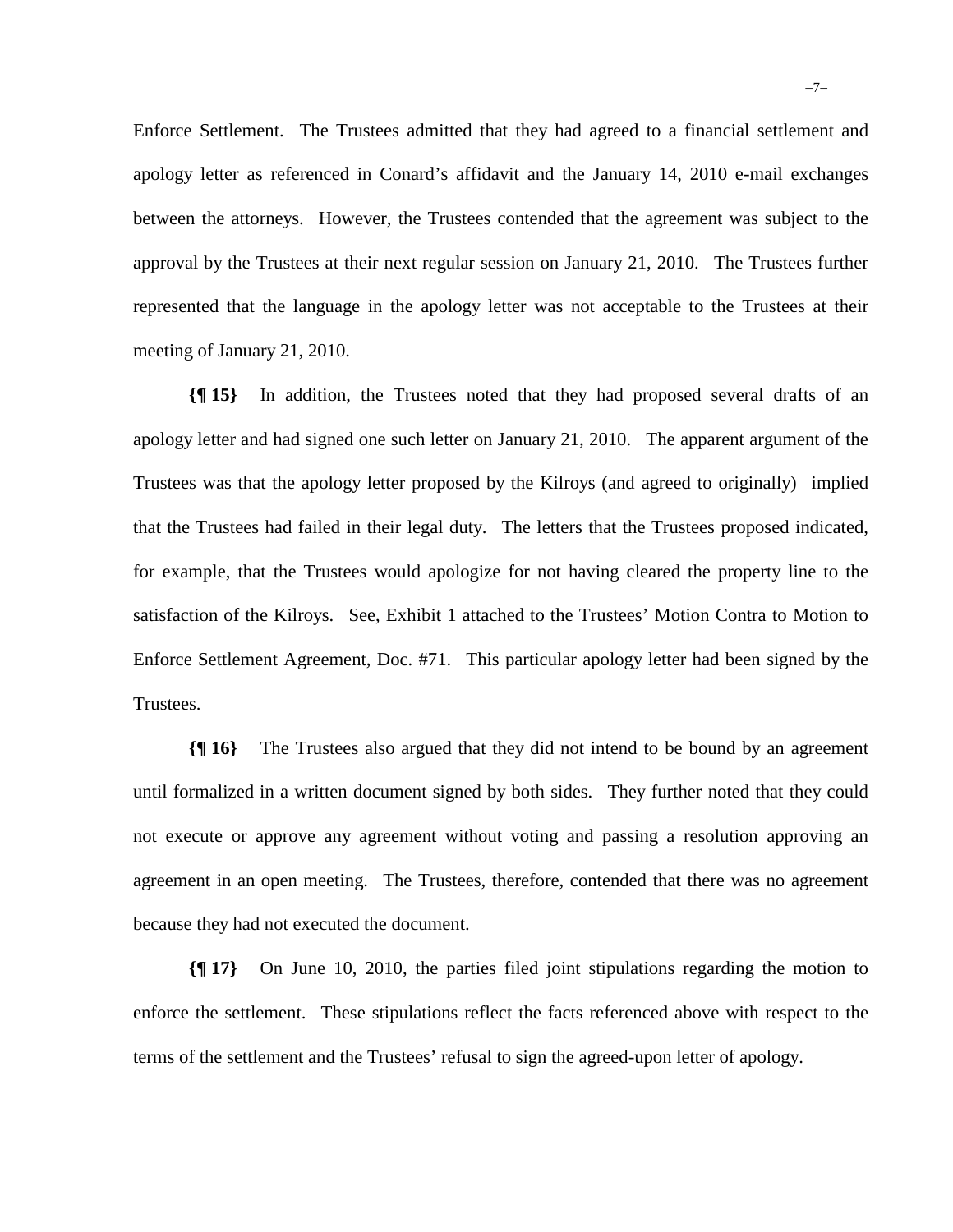Enforce Settlement. The Trustees admitted that they had agreed to a financial settlement and apology letter as referenced in Conard's affidavit and the January 14, 2010 e-mail exchanges between the attorneys. However, the Trustees contended that the agreement was subject to the approval by the Trustees at their next regular session on January 21, 2010. The Trustees further represented that the language in the apology letter was not acceptable to the Trustees at their meeting of January 21, 2010.

**{¶ 15}** In addition, the Trustees noted that they had proposed several drafts of an apology letter and had signed one such letter on January 21, 2010. The apparent argument of the Trustees was that the apology letter proposed by the Kilroys (and agreed to originally) implied that the Trustees had failed in their legal duty. The letters that the Trustees proposed indicated, for example, that the Trustees would apologize for not having cleared the property line to the satisfaction of the Kilroys. See, Exhibit 1 attached to the Trustees' Motion Contra to Motion to Enforce Settlement Agreement, Doc. #71. This particular apology letter had been signed by the Trustees.

**{¶ 16}** The Trustees also argued that they did not intend to be bound by an agreement until formalized in a written document signed by both sides. They further noted that they could not execute or approve any agreement without voting and passing a resolution approving an agreement in an open meeting. The Trustees, therefore, contended that there was no agreement because they had not executed the document.

**{¶ 17}** On June 10, 2010, the parties filed joint stipulations regarding the motion to enforce the settlement. These stipulations reflect the facts referenced above with respect to the terms of the settlement and the Trustees' refusal to sign the agreed-upon letter of apology.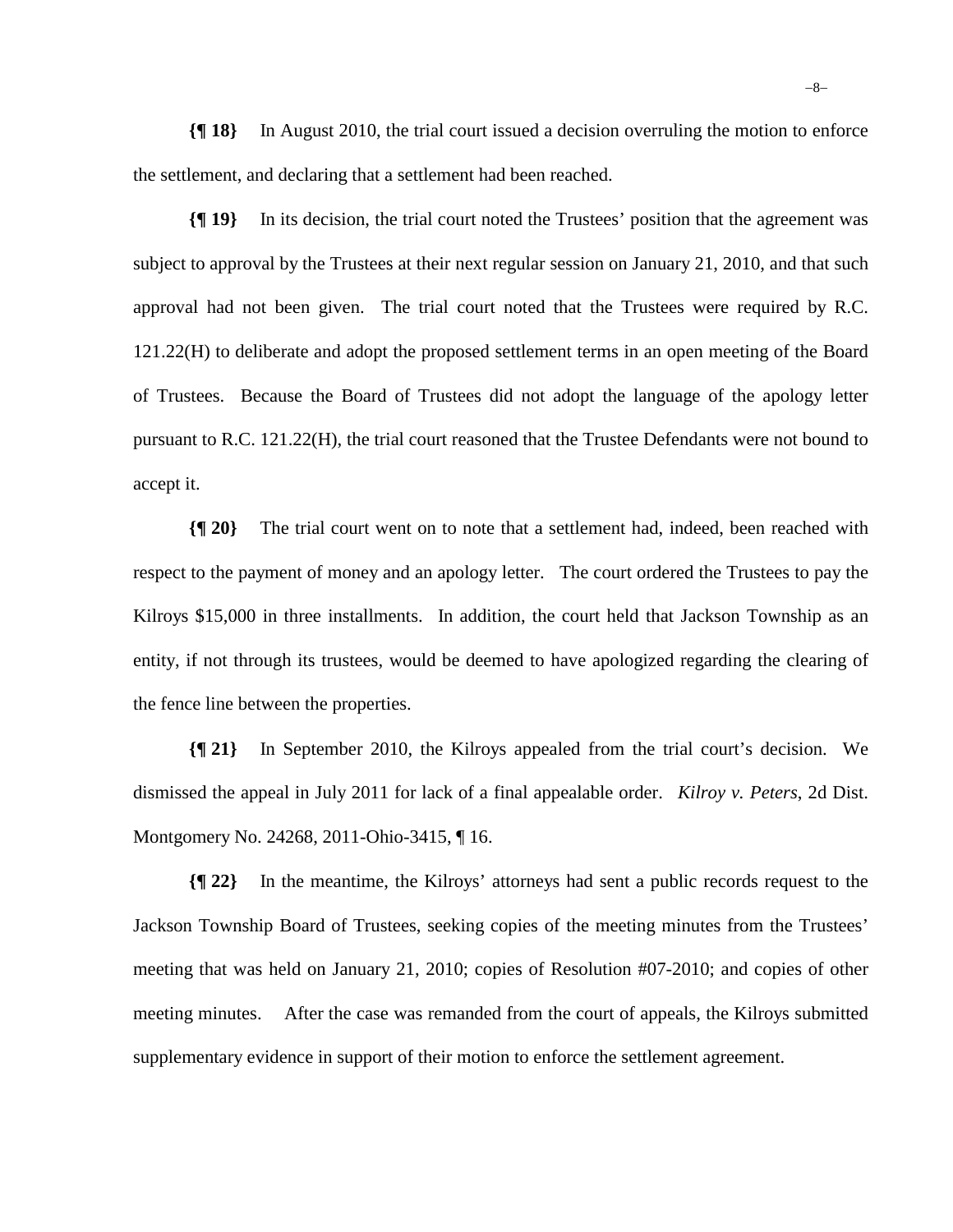**{¶ 18}** In August 2010, the trial court issued a decision overruling the motion to enforce the settlement, and declaring that a settlement had been reached.

**{¶ 19}** In its decision, the trial court noted the Trustees' position that the agreement was subject to approval by the Trustees at their next regular session on January 21, 2010, and that such approval had not been given. The trial court noted that the Trustees were required by R.C. 121.22(H) to deliberate and adopt the proposed settlement terms in an open meeting of the Board of Trustees. Because the Board of Trustees did not adopt the language of the apology letter pursuant to R.C. 121.22(H), the trial court reasoned that the Trustee Defendants were not bound to accept it.

**{¶ 20}** The trial court went on to note that a settlement had, indeed, been reached with respect to the payment of money and an apology letter. The court ordered the Trustees to pay the Kilroys $15,000 in three installments. In addition, the court held that Jackson Township as an entity, if not through its trustees, would be deemed to have apologized regarding the clearing of the fence line between the properties.

**{¶ 21}** In September 2010, the Kilroys appealed from the trial court's decision. We dismissed the appeal in July 2011 for lack of a final appealable order. *Kilroy v. Peters*, 2d Dist. Montgomery No. 24268, 2011-Ohio-3415, ¶ 16.

**{¶ 22}** In the meantime, the Kilroys' attorneys had sent a public records request to the Jackson Township Board of Trustees, seeking copies of the meeting minutes from the Trustees' meeting that was held on January 21, 2010; copies of Resolution #07-2010; and copies of other meeting minutes. After the case was remanded from the court of appeals, the Kilroys submitted supplementary evidence in support of their motion to enforce the settlement agreement.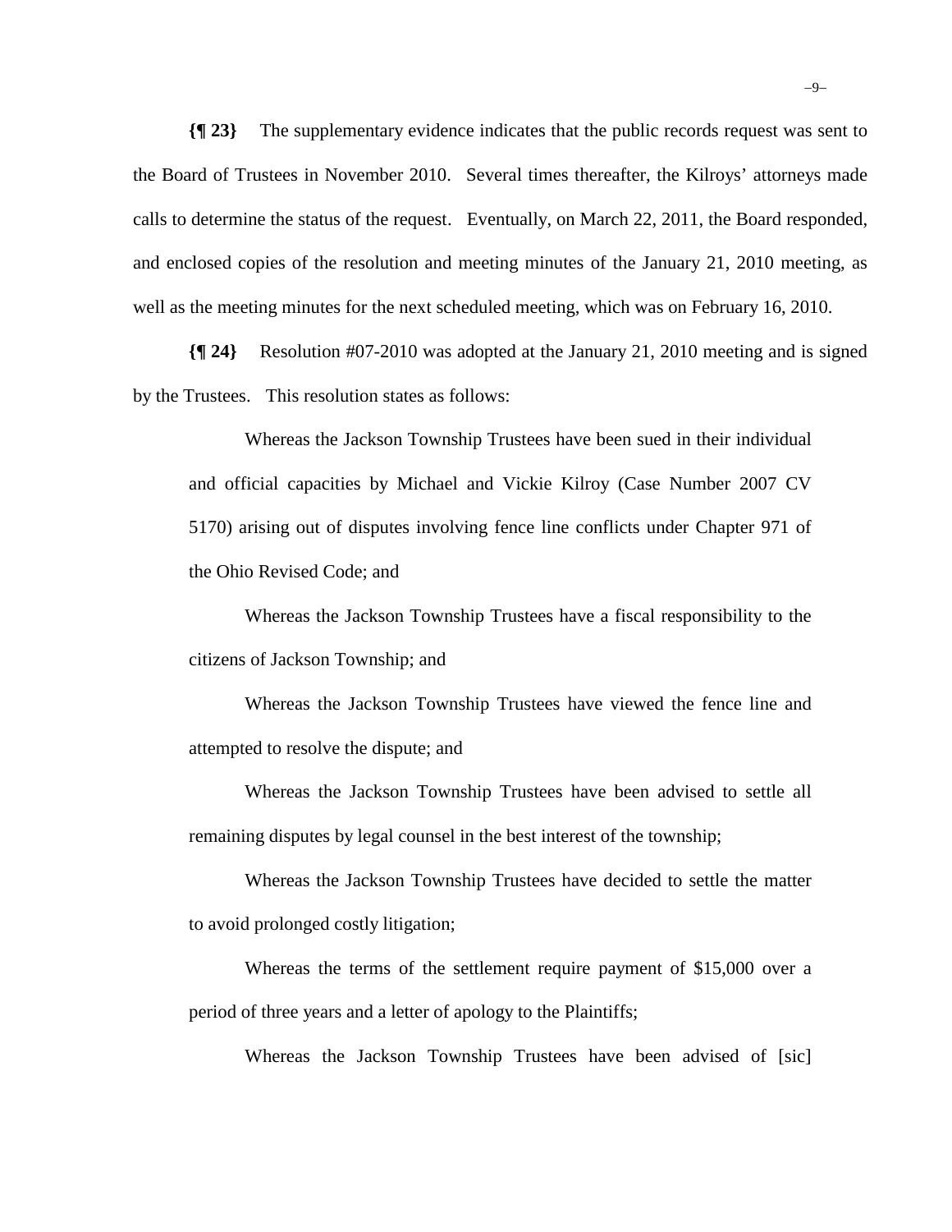**{¶ 23}** The supplementary evidence indicates that the public records request was sent to the Board of Trustees in November 2010. Several times thereafter, the Kilroys' attorneys made calls to determine the status of the request. Eventually, on March 22, 2011, the Board responded, and enclosed copies of the resolution and meeting minutes of the January 21, 2010 meeting, as well as the meeting minutes for the next scheduled meeting, which was on February 16, 2010.

**{¶ 24}** Resolution #07-2010 was adopted at the January 21, 2010 meeting and is signed by the Trustees. This resolution states as follows:

> Whereas the Jackson Township Trustees have been sued in their individual and official capacities by Michael and Vickie Kilroy (Case Number 2007 CV 5170) arising out of disputes involving fence line conflicts under Chapter 971 of the Ohio Revised Code; and
>
> Whereas the Jackson Township Trustees have a fiscal responsibility to the citizens of Jackson Township; and
>
> Whereas the Jackson Township Trustees have viewed the fence line and attempted to resolve the dispute; and
>
> Whereas the Jackson Township Trustees have been advised to settle all remaining disputes by legal counsel in the best interest of the township;
>
> Whereas the Jackson Township Trustees have decided to settle the matter to avoid prolonged costly litigation;
>
> Whereas the terms of the settlement require payment of $15,000 over a period of three years and a letter of apology to the Plaintiffs;
>
> Whereas the Jackson Township Trustees have been advised of [sic]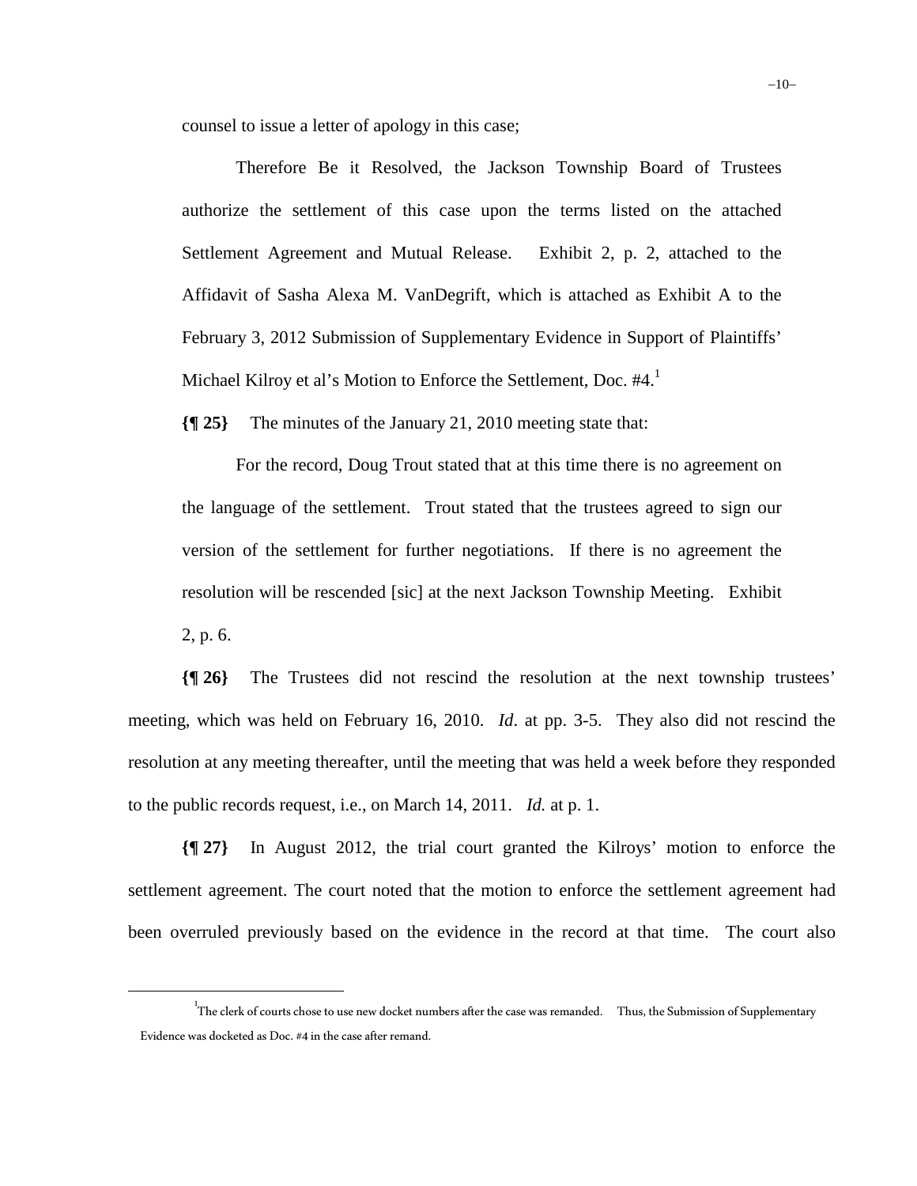counsel to issue a letter of apology in this case;

> Therefore Be it Resolved, the Jackson Township Board of Trustees authorize the settlement of this case upon the terms listed on the attached Settlement Agreement and Mutual Release. Exhibit 2, p. 2, attached to the Affidavit of Sasha Alexa M. VanDegrift, which is attached as Exhibit A to the February 3, 2012 Submission of Supplementary Evidence in Support of Plaintiffs' Michael Kilroy et al's Motion to Enforce the Settlement, Doc. #4.[1]

**{¶ 25}** The minutes of the January 21, 2010 meeting state that:

> For the record, Doug Trout stated that at this time there is no agreement on the language of the settlement. Trout stated that the trustees agreed to sign our version of the settlement for further negotiations. If there is no agreement the resolution will be rescended [sic] at the next Jackson Township Meeting. Exhibit 2, p. 6.

**{¶ 26}** The Trustees did not rescind the resolution at the next township trustees' meeting, which was held on February 16, 2010. *Id*. at pp. 3-5. They also did not rescind the resolution at any meeting thereafter, until the meeting that was held a week before they responded to the public records request, i.e., on March 14, 2011. *Id.* at p. 1.

**{¶ 27}** In August 2012, the trial court granted the Kilroys' motion to enforce the settlement agreement. The court noted that the motion to enforce the settlement agreement had been overruled previously based on the evidence in the record at that time. The court also

---

[1] The clerk of courts chose to use new docket numbers after the case was remanded. Thus, the Submission of Supplementary Evidence was docketed as Doc. #4 in the case after remand.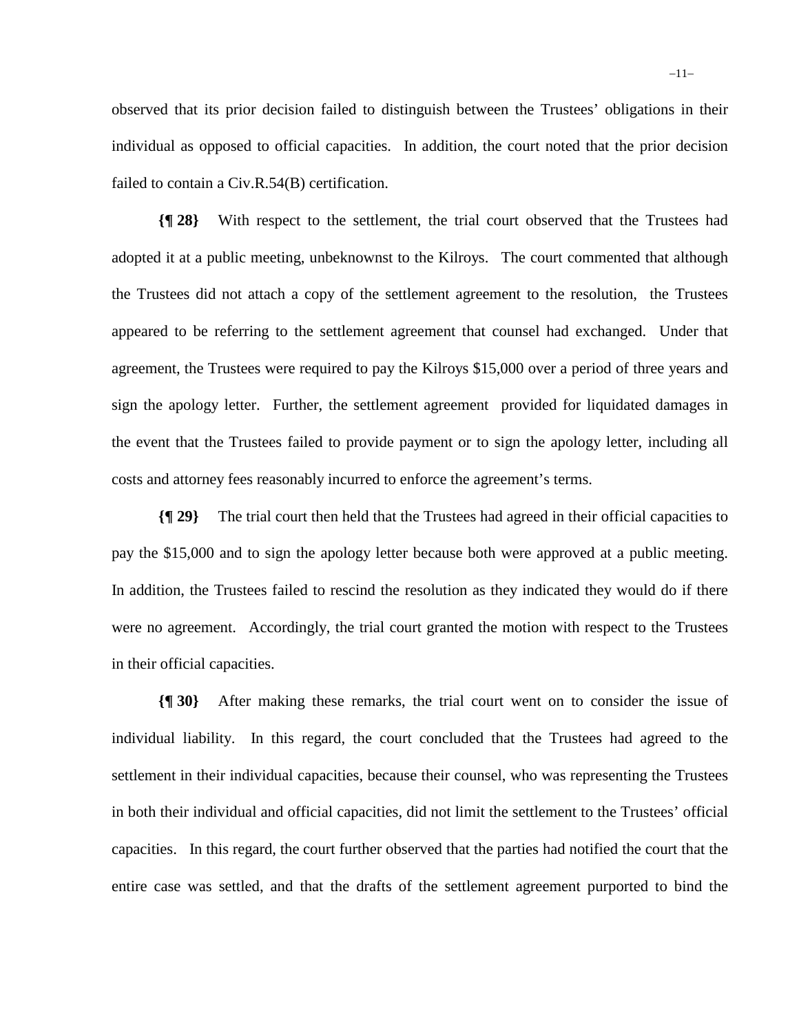observed that its prior decision failed to distinguish between the Trustees' obligations in their individual as opposed to official capacities. In addition, the court noted that the prior decision failed to contain a Civ.R.54(B) certification.

**{¶ 28}** With respect to the settlement, the trial court observed that the Trustees had adopted it at a public meeting, unbeknownst to the Kilroys. The court commented that although the Trustees did not attach a copy of the settlement agreement to the resolution, the Trustees appeared to be referring to the settlement agreement that counsel had exchanged. Under that agreement, the Trustees were required to pay the Kilroys $15,000 over a period of three years and sign the apology letter. Further, the settlement agreement provided for liquidated damages in the event that the Trustees failed to provide payment or to sign the apology letter, including all costs and attorney fees reasonably incurred to enforce the agreement's terms.

**{¶ 29}** The trial court then held that the Trustees had agreed in their official capacities to pay the $15,000 and to sign the apology letter because both were approved at a public meeting. In addition, the Trustees failed to rescind the resolution as they indicated they would do if there were no agreement. Accordingly, the trial court granted the motion with respect to the Trustees in their official capacities.

**{¶ 30}** After making these remarks, the trial court went on to consider the issue of individual liability. In this regard, the court concluded that the Trustees had agreed to the settlement in their individual capacities, because their counsel, who was representing the Trustees in both their individual and official capacities, did not limit the settlement to the Trustees' official capacities. In this regard, the court further observed that the parties had notified the court that the entire case was settled, and that the drafts of the settlement agreement purported to bind the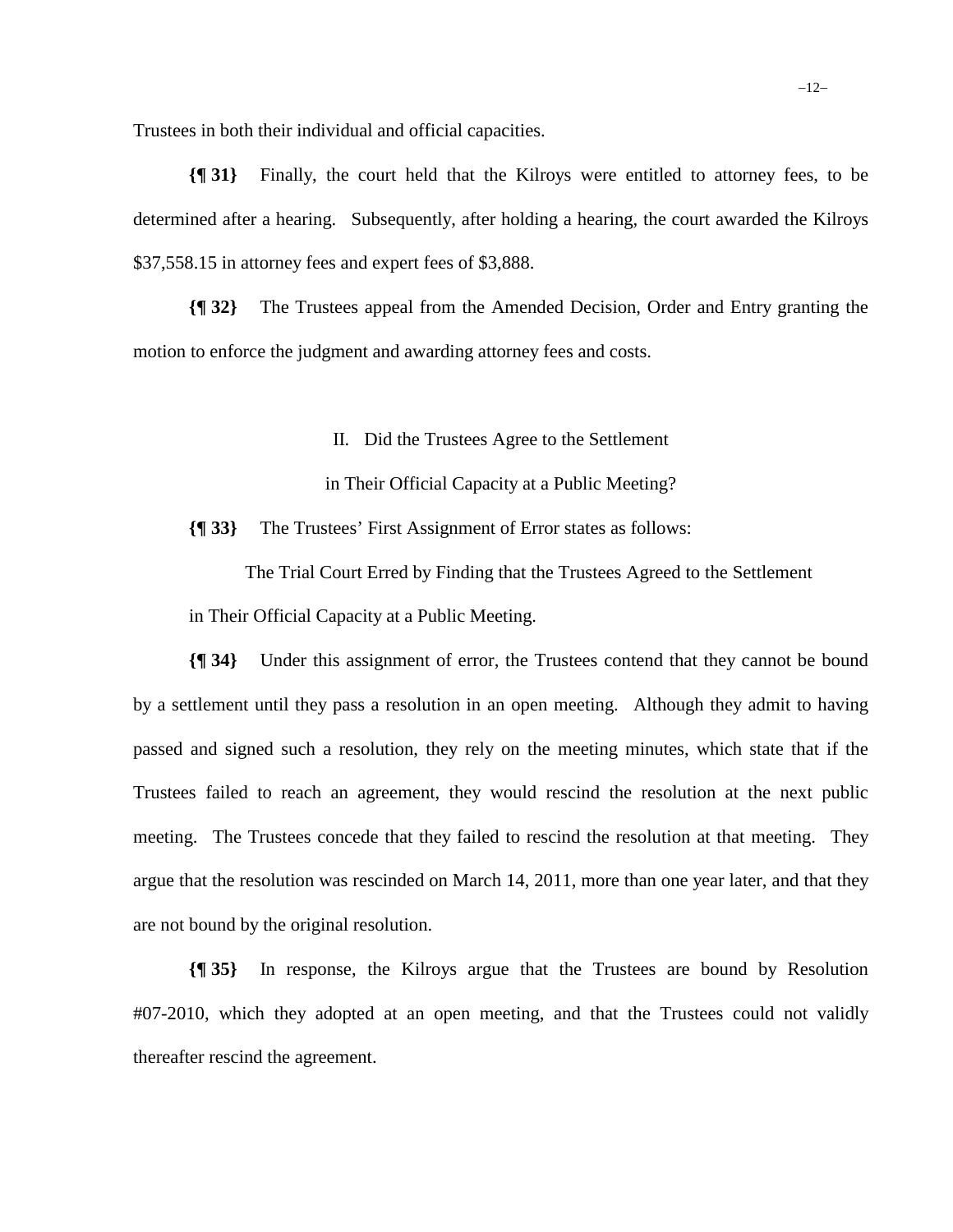Trustees in both their individual and official capacities.

**{¶ 31}** Finally, the court held that the Kilroys were entitled to attorney fees, to be determined after a hearing. Subsequently, after holding a hearing, the court awarded the Kilroys $37,558.15 in attorney fees and expert fees of $3,888.

**{¶ 32}** The Trustees appeal from the Amended Decision, Order and Entry granting the motion to enforce the judgment and awarding attorney fees and costs.

## II. Did the Trustees Agree to the Settlement in Their Official Capacity at a Public Meeting?

**{¶ 33}** The Trustees' First Assignment of Error states as follows:

> The Trial Court Erred by Finding that the Trustees Agreed to the Settlement in Their Official Capacity at a Public Meeting.

**{¶ 34}** Under this assignment of error, the Trustees contend that they cannot be bound by a settlement until they pass a resolution in an open meeting. Although they admit to having passed and signed such a resolution, they rely on the meeting minutes, which state that if the Trustees failed to reach an agreement, they would rescind the resolution at the next public meeting. The Trustees concede that they failed to rescind the resolution at that meeting. They argue that the resolution was rescinded on March 14, 2011, more than one year later, and that they are not bound by the original resolution.

**{¶ 35}** In response, the Kilroys argue that the Trustees are bound by Resolution #07-2010, which they adopted at an open meeting, and that the Trustees could not validly thereafter rescind the agreement.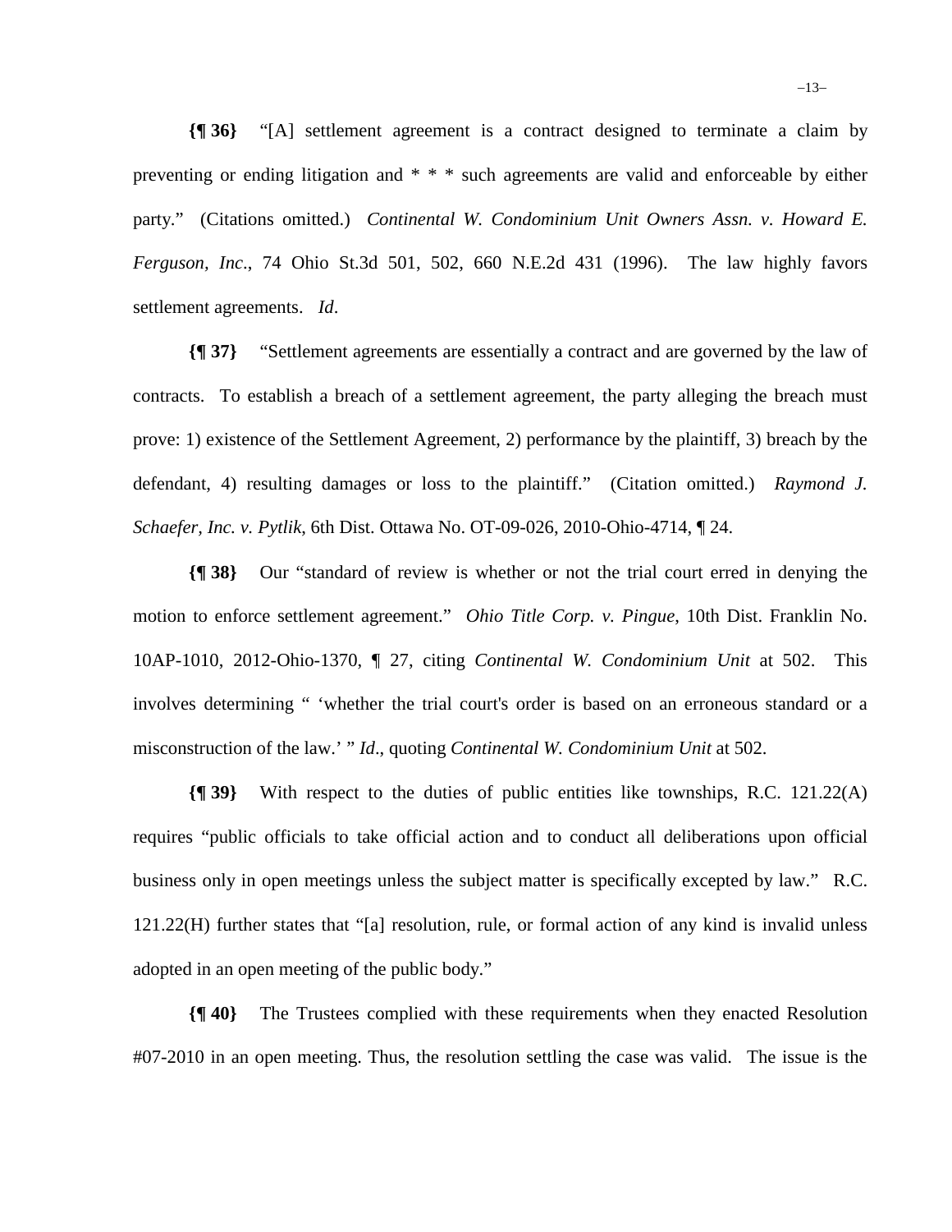**{¶ 36}** "[A] settlement agreement is a contract designed to terminate a claim by preventing or ending litigation and * * * such agreements are valid and enforceable by either party." (Citations omitted.) *Continental W. Condominium Unit Owners Assn. v. Howard E. Ferguson, Inc*., 74 Ohio St.3d 501, 502, 660 N.E.2d 431 (1996). The law highly favors settlement agreements. *Id*.

**{¶ 37}** "Settlement agreements are essentially a contract and are governed by the law of contracts. To establish a breach of a settlement agreement, the party alleging the breach must prove: 1) existence of the Settlement Agreement, 2) performance by the plaintiff, 3) breach by the defendant, 4) resulting damages or loss to the plaintiff." (Citation omitted.) *Raymond J. Schaefer, Inc. v. Pytlik*, 6th Dist. Ottawa No. OT-09-026, 2010-Ohio-4714, ¶ 24.

**{¶ 38}** Our "standard of review is whether or not the trial court erred in denying the motion to enforce settlement agreement." *Ohio Title Corp. v. Pingue*, 10th Dist. Franklin No. 10AP-1010, 2012-Ohio-1370, ¶ 27, citing *Continental W. Condominium Unit* at 502. This involves determining " 'whether the trial court's order is based on an erroneous standard or a misconstruction of the law.' " *Id*., quoting *Continental W. Condominium Unit* at 502.

**{¶ 39}** With respect to the duties of public entities like townships, R.C. 121.22(A) requires "public officials to take official action and to conduct all deliberations upon official business only in open meetings unless the subject matter is specifically excepted by law." R.C. 121.22(H) further states that "[a] resolution, rule, or formal action of any kind is invalid unless adopted in an open meeting of the public body."

**{¶ 40}** The Trustees complied with these requirements when they enacted Resolution #07-2010 in an open meeting. Thus, the resolution settling the case was valid. The issue is the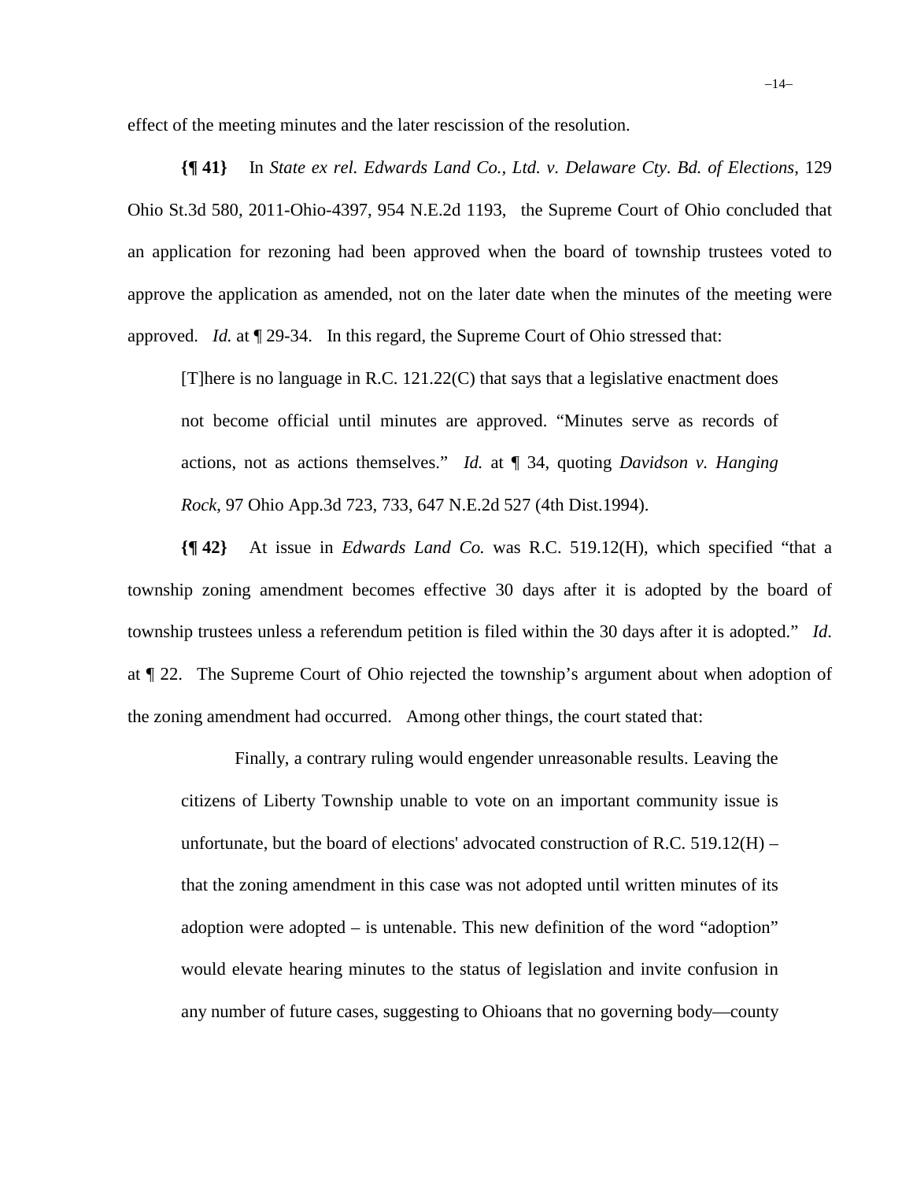effect of the meeting minutes and the later rescission of the resolution.

**{¶ 41}** In *State ex rel. Edwards Land Co., Ltd. v. Delaware Cty. Bd. of Elections*, 129 Ohio St.3d 580, 2011-Ohio-4397, 954 N.E.2d 1193, the Supreme Court of Ohio concluded that an application for rezoning had been approved when the board of township trustees voted to approve the application as amended, not on the later date when the minutes of the meeting were approved. *Id.* at ¶ 29-34. In this regard, the Supreme Court of Ohio stressed that:

> [T]here is no language in R.C. 121.22(C) that says that a legislative enactment does not become official until minutes are approved. "Minutes serve as records of actions, not as actions themselves." *Id.* at ¶ 34, quoting *Davidson v. Hanging Rock*, 97 Ohio App.3d 723, 733, 647 N.E.2d 527 (4th Dist.1994).

**{¶ 42}** At issue in *Edwards Land Co.* was R.C. 519.12(H), which specified "that a township zoning amendment becomes effective 30 days after it is adopted by the board of township trustees unless a referendum petition is filed within the 30 days after it is adopted." *Id.* at ¶ 22. The Supreme Court of Ohio rejected the township's argument about when adoption of the zoning amendment had occurred. Among other things, the court stated that:

> Finally, a contrary ruling would engender unreasonable results. Leaving the citizens of Liberty Township unable to vote on an important community issue is unfortunate, but the board of elections' advocated construction of R.C. 519.12(H) – that the zoning amendment in this case was not adopted until written minutes of its adoption were adopted – is untenable. This new definition of the word "adoption" would elevate hearing minutes to the status of legislation and invite confusion in any number of future cases, suggesting to Ohioans that no governing body—county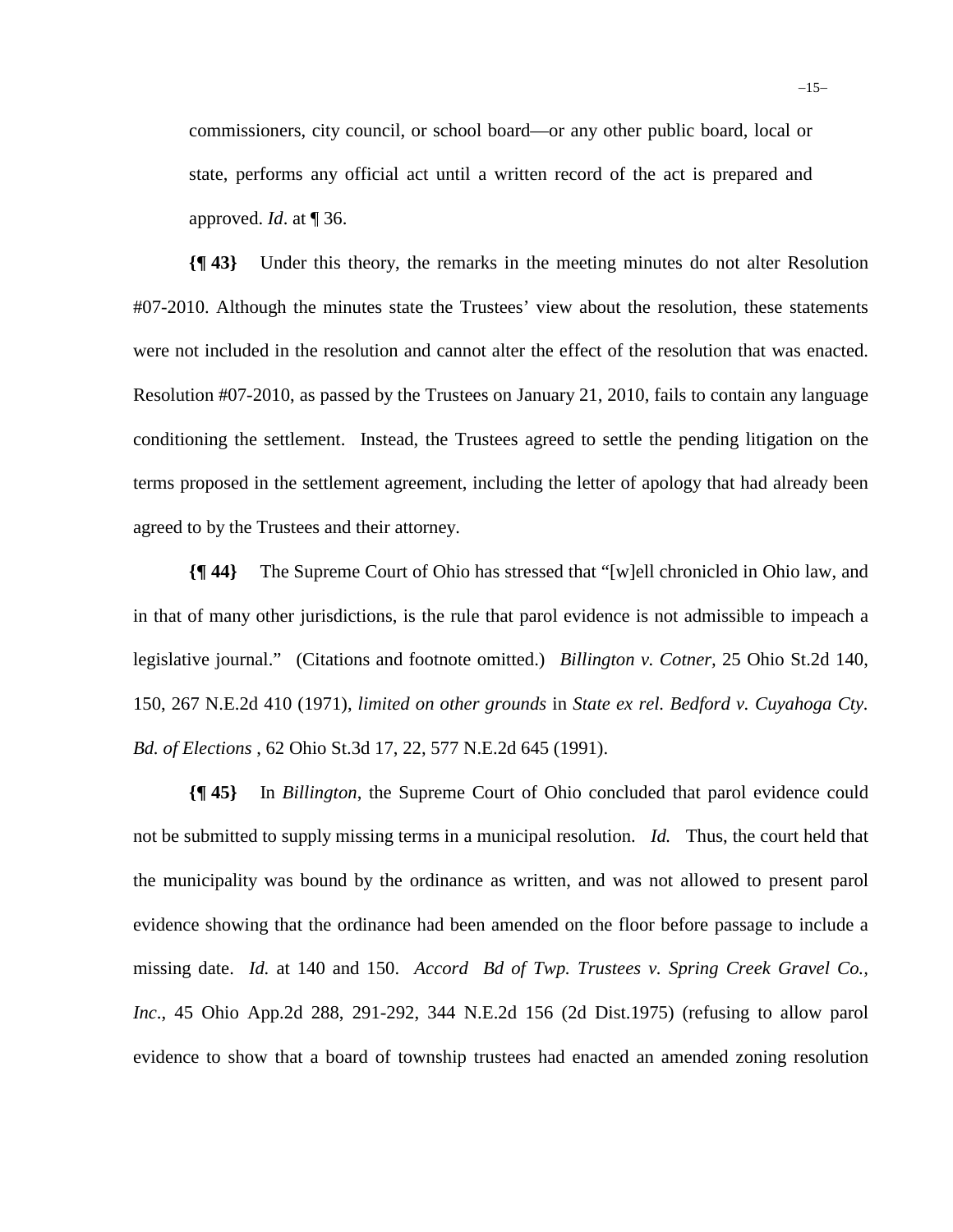commissioners, city council, or school board—or any other public board, local or state, performs any official act until a written record of the act is prepared and approved. *Id*. at ¶ 36.

**{¶ 43}** Under this theory, the remarks in the meeting minutes do not alter Resolution #07-2010. Although the minutes state the Trustees' view about the resolution, these statements were not included in the resolution and cannot alter the effect of the resolution that was enacted. Resolution #07-2010, as passed by the Trustees on January 21, 2010, fails to contain any language conditioning the settlement. Instead, the Trustees agreed to settle the pending litigation on the terms proposed in the settlement agreement, including the letter of apology that had already been agreed to by the Trustees and their attorney.

**{¶ 44}** The Supreme Court of Ohio has stressed that "[w]ell chronicled in Ohio law, and in that of many other jurisdictions, is the rule that parol evidence is not admissible to impeach a legislative journal." (Citations and footnote omitted.) *Billington v. Cotner*, 25 Ohio St.2d 140, 150, 267 N.E.2d 410 (1971), *limited on other grounds* in *State ex rel. Bedford v. Cuyahoga Cty. Bd. of Elections* , 62 Ohio St.3d 17, 22, 577 N.E.2d 645 (1991).

**{¶ 45}** In *Billington*, the Supreme Court of Ohio concluded that parol evidence could not be submitted to supply missing terms in a municipal resolution. *Id.* Thus, the court held that the municipality was bound by the ordinance as written, and was not allowed to present parol evidence showing that the ordinance had been amended on the floor before passage to include a missing date. *Id.* at 140 and 150. *Accord Bd of Twp. Trustees v. Spring Creek Gravel Co., Inc*., 45 Ohio App.2d 288, 291-292, 344 N.E.2d 156 (2d Dist.1975) (refusing to allow parol evidence to show that a board of township trustees had enacted an amended zoning resolution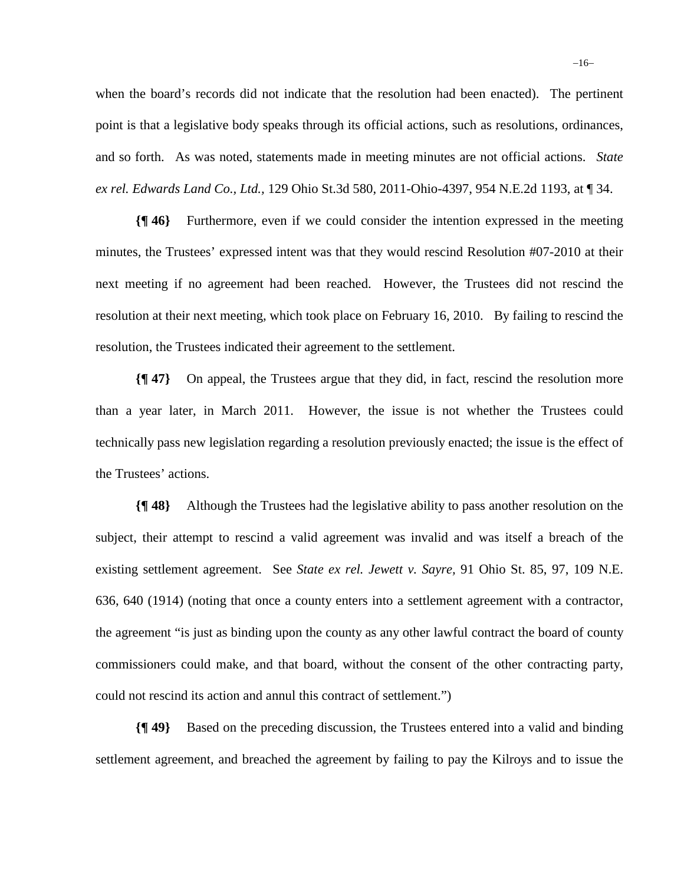when the board's records did not indicate that the resolution had been enacted). The pertinent point is that a legislative body speaks through its official actions, such as resolutions, ordinances, and so forth. As was noted, statements made in meeting minutes are not official actions. *State ex rel. Edwards Land Co., Ltd.*, 129 Ohio St.3d 580, 2011-Ohio-4397, 954 N.E.2d 1193, at ¶ 34.

**{¶ 46}** Furthermore, even if we could consider the intention expressed in the meeting minutes, the Trustees' expressed intent was that they would rescind Resolution #07-2010 at their next meeting if no agreement had been reached. However, the Trustees did not rescind the resolution at their next meeting, which took place on February 16, 2010. By failing to rescind the resolution, the Trustees indicated their agreement to the settlement.

**{¶ 47}** On appeal, the Trustees argue that they did, in fact, rescind the resolution more than a year later, in March 2011. However, the issue is not whether the Trustees could technically pass new legislation regarding a resolution previously enacted; the issue is the effect of the Trustees' actions.

**{¶ 48}** Although the Trustees had the legislative ability to pass another resolution on the subject, their attempt to rescind a valid agreement was invalid and was itself a breach of the existing settlement agreement. See *State ex rel. Jewett v. Sayre*, 91 Ohio St. 85, 97, 109 N.E. 636, 640 (1914) (noting that once a county enters into a settlement agreement with a contractor, the agreement "is just as binding upon the county as any other lawful contract the board of county commissioners could make, and that board, without the consent of the other contracting party, could not rescind its action and annul this contract of settlement.")

**{¶ 49}** Based on the preceding discussion, the Trustees entered into a valid and binding settlement agreement, and breached the agreement by failing to pay the Kilroys and to issue the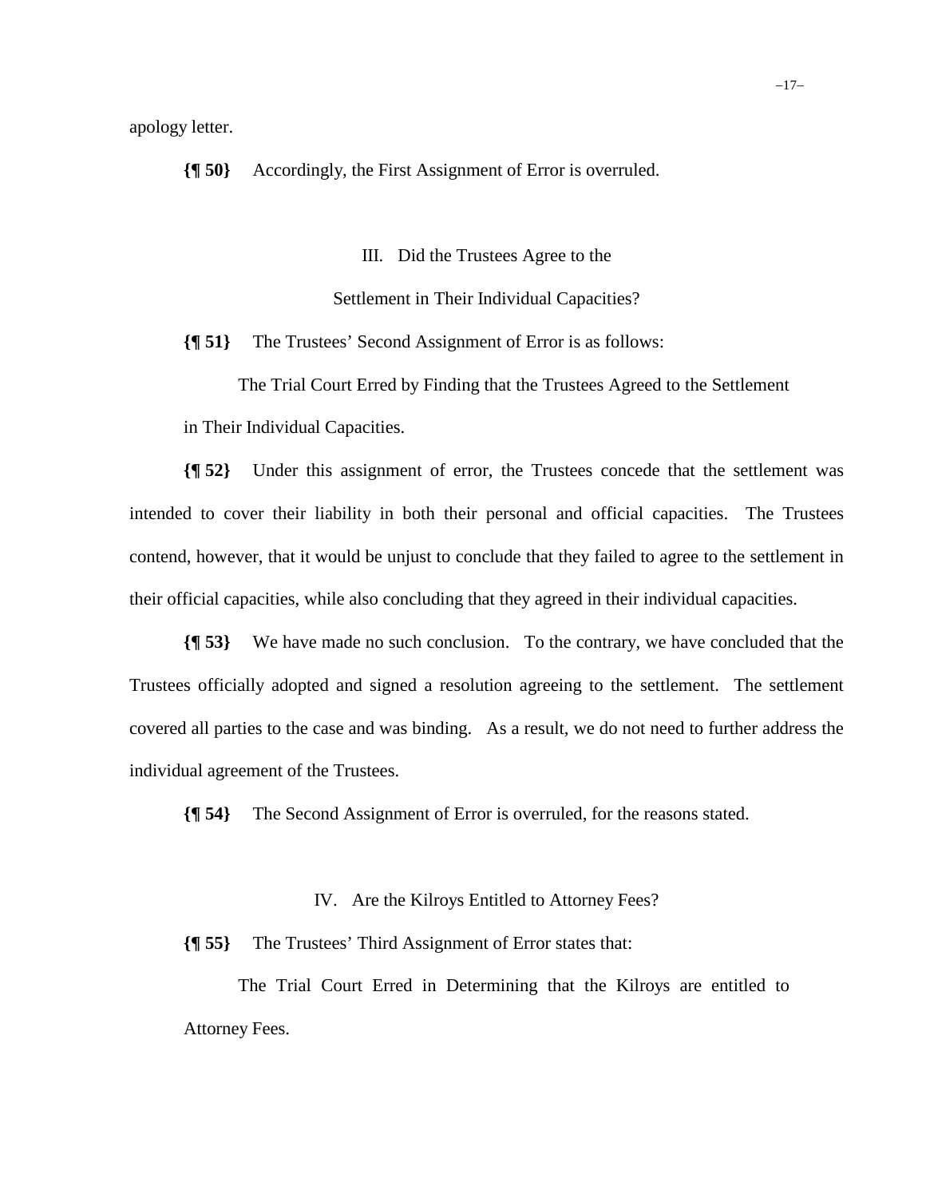apology letter.

**{¶ 50}** Accordingly, the First Assignment of Error is overruled.

## III. Did the Trustees Agree to the Settlement in Their Individual Capacities?

**{¶ 51}** The Trustees' Second Assignment of Error is as follows:

> The Trial Court Erred by Finding that the Trustees Agreed to the Settlement in Their Individual Capacities.

**{¶ 52}** Under this assignment of error, the Trustees concede that the settlement was intended to cover their liability in both their personal and official capacities. The Trustees contend, however, that it would be unjust to conclude that they failed to agree to the settlement in their official capacities, while also concluding that they agreed in their individual capacities.

**{¶ 53}** We have made no such conclusion. To the contrary, we have concluded that the Trustees officially adopted and signed a resolution agreeing to the settlement. The settlement covered all parties to the case and was binding. As a result, we do not need to further address the individual agreement of the Trustees.

**{¶ 54}** The Second Assignment of Error is overruled, for the reasons stated.

## IV. Are the Kilroys Entitled to Attorney Fees?

**{¶ 55}** The Trustees' Third Assignment of Error states that:

> The Trial Court Erred in Determining that the Kilroys are entitled to Attorney Fees.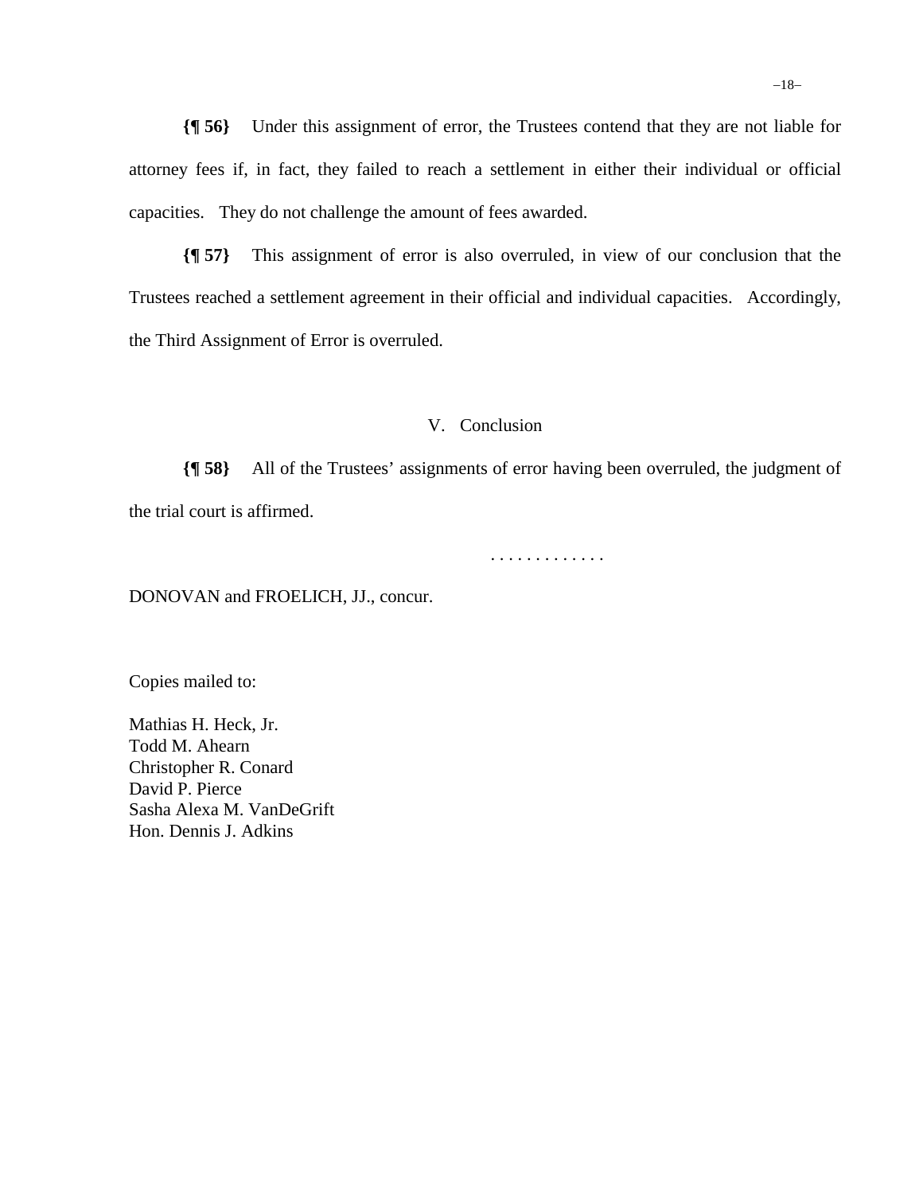**{¶ 56}** Under this assignment of error, the Trustees contend that they are not liable for attorney fees if, in fact, they failed to reach a settlement in either their individual or official capacities. They do not challenge the amount of fees awarded.

**{¶ 57}** This assignment of error is also overruled, in view of our conclusion that the Trustees reached a settlement agreement in their official and individual capacities. Accordingly, the Third Assignment of Error is overruled.

## V. Conclusion

**{¶ 58}** All of the Trustees' assignments of error having been overruled, the judgment of the trial court is affirmed.

. . . . . . . . . . . . .

DONOVAN and FROELICH, JJ., concur.

Copies mailed to:

Mathias H. Heck, Jr.
Todd M. Ahearn
Christopher R. Conard
David P. Pierce
Sasha Alexa M. VanDeGrift
Hon. Dennis J. Adkins